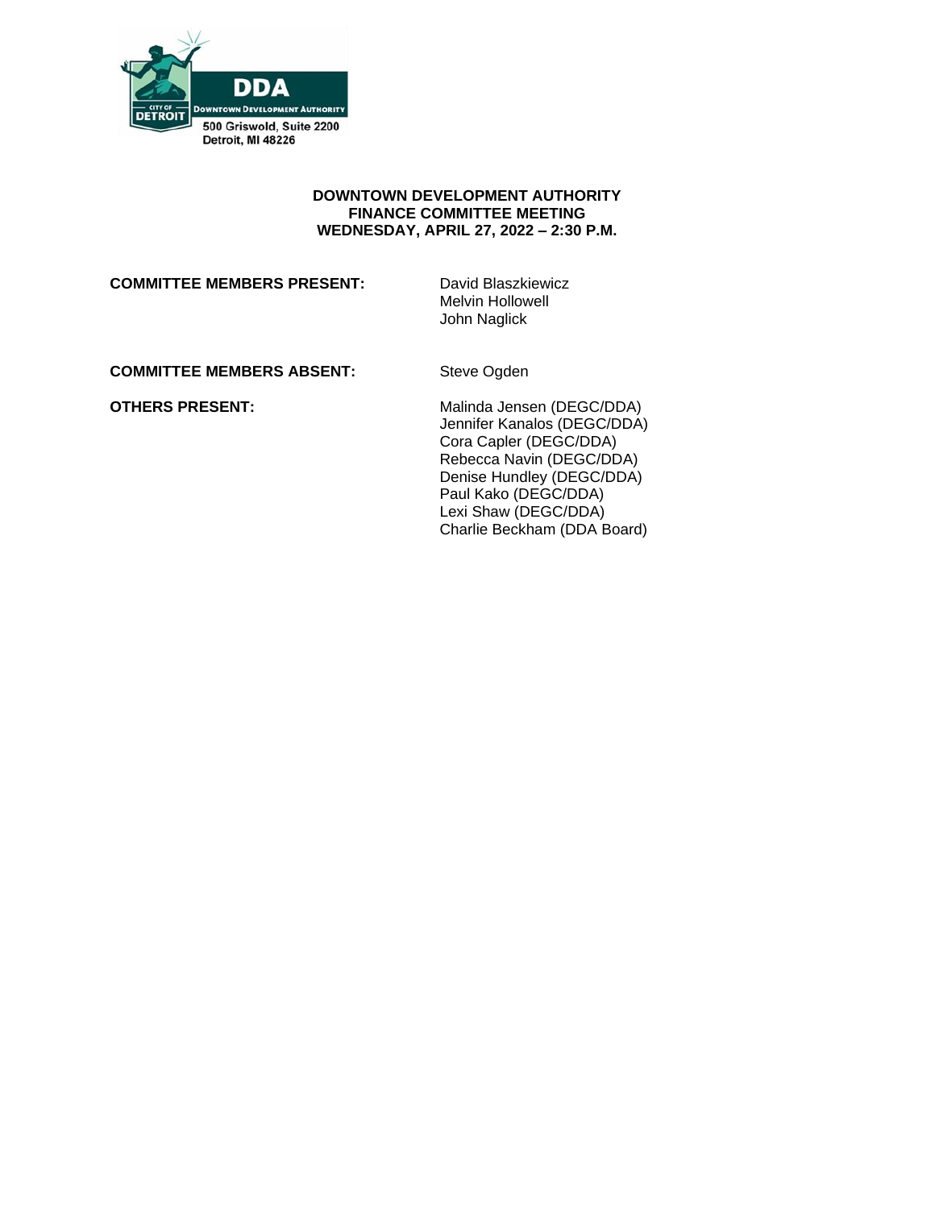DDA
Downtown Development Authority
City of Detroit
500 Griswold, Suite 2200
Detroit, MI 48226

**DOWNTOWN DEVELOPMENT AUTHORITY**
**FINANCE COMMITTEE MEETING**
**WEDNESDAY, APRIL 27, 2022 – 2:30 P.M.**

**COMMITTEE MEMBERS PRESENT:**
David Blaszkiewicz
Melvin Hollowell
John Naglick

**COMMITTEE MEMBERS ABSENT:**
Steve Ogden

**OTHERS PRESENT:**
Malinda Jensen (DEGC/DDA)
Jennifer Kanalos (DEGC/DDA)
Cora Capler (DEGC/DDA)
Rebecca Navin (DEGC/DDA)
Denise Hundley (DEGC/DDA)
Paul Kako (DEGC/DDA)
Lexi Shaw (DEGC/DDA)
Charlie Beckham (DDA Board)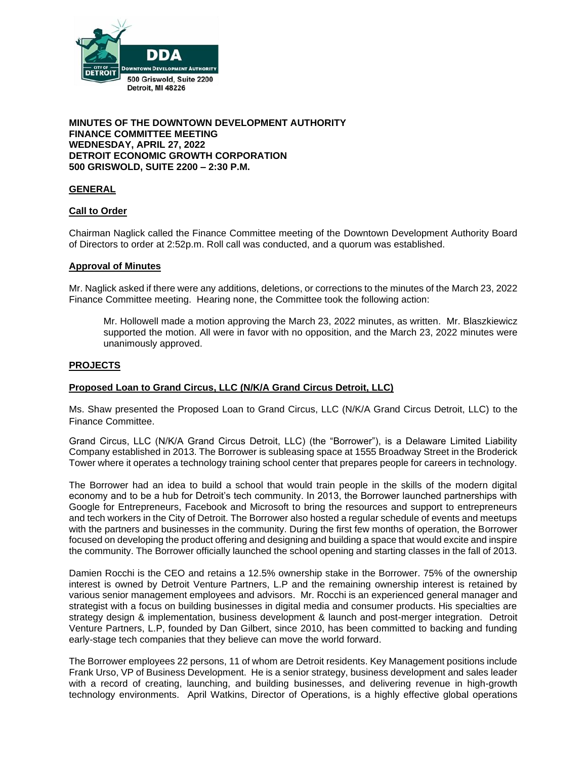DDA
DOWNTOWN DEVELOPMENT AUTHORITY
500 Griswold, Suite 2200
Detroit, MI 48226

**MINUTES OF THE DOWNTOWN DEVELOPMENT AUTHORITY**
**FINANCE COMMITTEE MEETING**
**WEDNESDAY, APRIL 27, 2022**
**DETROIT ECONOMIC GROWTH CORPORATION**
**500 GRISWOLD, SUITE 2200 – 2:30 P.M.**

## GENERAL

### Call to Order

Chairman Naglick called the Finance Committee meeting of the Downtown Development Authority Board of Directors to order at 2:52p.m. Roll call was conducted, and a quorum was established.

### Approval of Minutes

Mr. Naglick asked if there were any additions, deletions, or corrections to the minutes of the March 23, 2022 Finance Committee meeting. Hearing none, the Committee took the following action:

> Mr. Hollowell made a motion approving the March 23, 2022 minutes, as written. Mr. Blaszkiewicz supported the motion. All were in favor with no opposition, and the March 23, 2022 minutes were unanimously approved.

## PROJECTS

### Proposed Loan to Grand Circus, LLC (N/K/A Grand Circus Detroit, LLC)

Ms. Shaw presented the Proposed Loan to Grand Circus, LLC (N/K/A Grand Circus Detroit, LLC) to the Finance Committee.

Grand Circus, LLC (N/K/A Grand Circus Detroit, LLC) (the "Borrower"), is a Delaware Limited Liability Company established in 2013. The Borrower is subleasing space at 1555 Broadway Street in the Broderick Tower where it operates a technology training school center that prepares people for careers in technology.

The Borrower had an idea to build a school that would train people in the skills of the modern digital economy and to be a hub for Detroit's tech community. In 2013, the Borrower launched partnerships with Google for Entrepreneurs, Facebook and Microsoft to bring the resources and support to entrepreneurs and tech workers in the City of Detroit. The Borrower also hosted a regular schedule of events and meetups with the partners and businesses in the community. During the first few months of operation, the Borrower focused on developing the product offering and designing and building a space that would excite and inspire the community. The Borrower officially launched the school opening and starting classes in the fall of 2013.

Damien Rocchi is the CEO and retains a 12.5% ownership stake in the Borrower. 75% of the ownership interest is owned by Detroit Venture Partners, L.P and the remaining ownership interest is retained by various senior management employees and advisors. Mr. Rocchi is an experienced general manager and strategist with a focus on building businesses in digital media and consumer products. His specialties are strategy design & implementation, business development & launch and post-merger integration. Detroit Venture Partners, L.P, founded by Dan Gilbert, since 2010, has been committed to backing and funding early-stage tech companies that they believe can move the world forward.

The Borrower employees 22 persons, 11 of whom are Detroit residents. Key Management positions include Frank Urso, VP of Business Development. He is a senior strategy, business development and sales leader with a record of creating, launching, and building businesses, and delivering revenue in high-growth technology environments. April Watkins, Director of Operations, is a highly effective global operations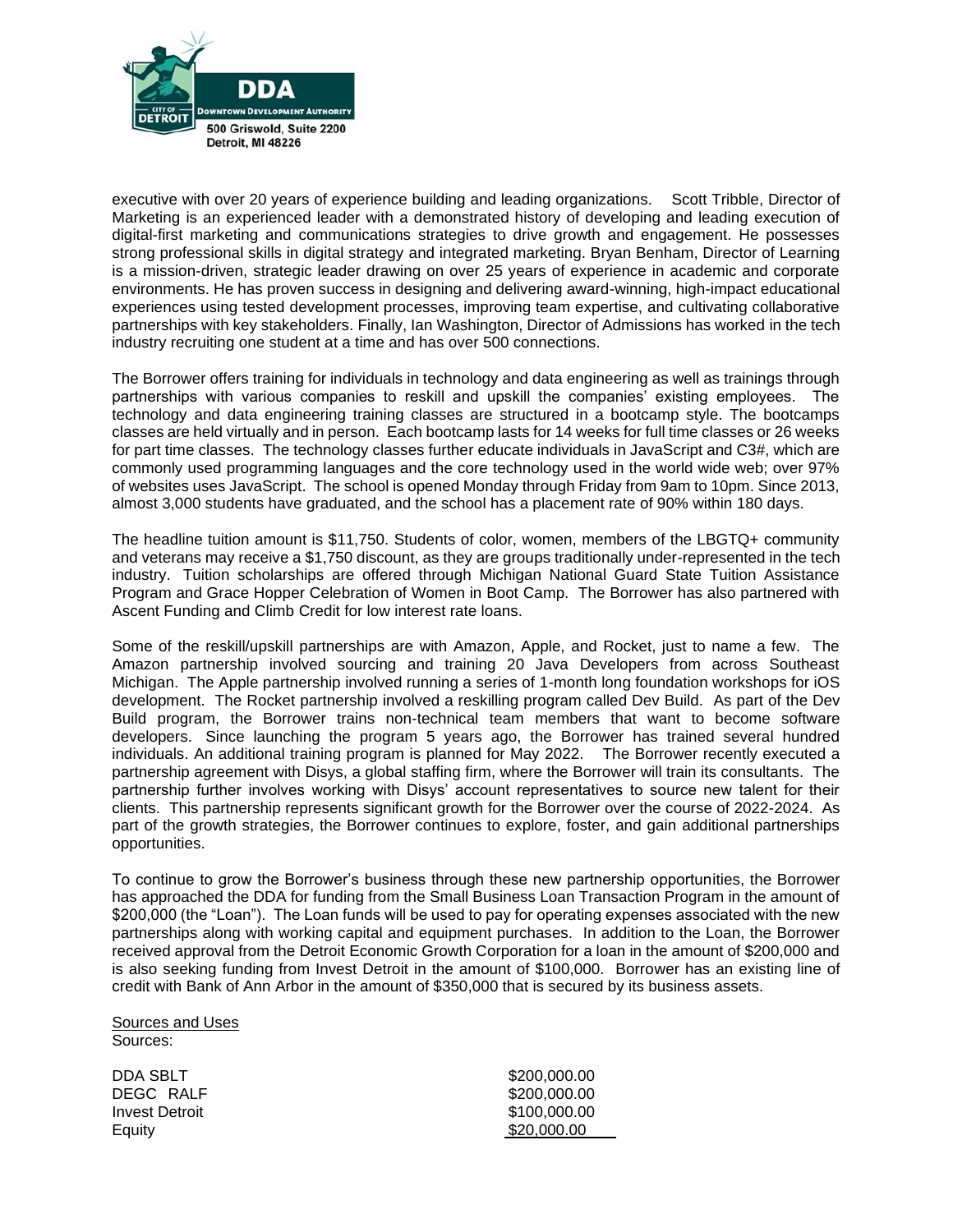executive with over 20 years of experience building and leading organizations. Scott Tribble, Director of Marketing is an experienced leader with a demonstrated history of developing and leading execution of digital-first marketing and communications strategies to drive growth and engagement. He possesses strong professional skills in digital strategy and integrated marketing. Bryan Benham, Director of Learning is a mission-driven, strategic leader drawing on over 25 years of experience in academic and corporate environments. He has proven success in designing and delivering award-winning, high-impact educational experiences using tested development processes, improving team expertise, and cultivating collaborative partnerships with key stakeholders. Finally, Ian Washington, Director of Admissions has worked in the tech industry recruiting one student at a time and has over 500 connections.

The Borrower offers training for individuals in technology and data engineering as well as trainings through partnerships with various companies to reskill and upskill the companies' existing employees. The technology and data engineering training classes are structured in a bootcamp style. The bootcamps classes are held virtually and in person. Each bootcamp lasts for 14 weeks for full time classes or 26 weeks for part time classes. The technology classes further educate individuals in JavaScript and C3#, which are commonly used programming languages and the core technology used in the world wide web; over 97% of websites uses JavaScript. The school is opened Monday through Friday from 9am to 10pm. Since 2013, almost 3,000 students have graduated, and the school has a placement rate of 90% within 180 days.

The headline tuition amount is $11,750. Students of color, women, members of the LBGTQ+ community and veterans may receive a $1,750 discount, as they are groups traditionally under-represented in the tech industry. Tuition scholarships are offered through Michigan National Guard State Tuition Assistance Program and Grace Hopper Celebration of Women in Boot Camp. The Borrower has also partnered with Ascent Funding and Climb Credit for low interest rate loans.

Some of the reskill/upskill partnerships are with Amazon, Apple, and Rocket, just to name a few. The Amazon partnership involved sourcing and training 20 Java Developers from across Southeast Michigan. The Apple partnership involved running a series of 1-month long foundation workshops for iOS development. The Rocket partnership involved a reskilling program called Dev Build. As part of the Dev Build program, the Borrower trains non-technical team members that want to become software developers. Since launching the program 5 years ago, the Borrower has trained several hundred individuals. An additional training program is planned for May 2022. The Borrower recently executed a partnership agreement with Disys, a global staffing firm, where the Borrower will train its consultants. The partnership further involves working with Disys' account representatives to source new talent for their clients. This partnership represents significant growth for the Borrower over the course of 2022-2024. As part of the growth strategies, the Borrower continues to explore, foster, and gain additional partnerships opportunities.

To continue to grow the Borrower's business through these new partnership opportunities, the Borrower has approached the DDA for funding from the Small Business Loan Transaction Program in the amount of $200,000 (the "Loan"). The Loan funds will be used to pay for operating expenses associated with the new partnerships along with working capital and equipment purchases. In addition to the Loan, the Borrower received approval from the Detroit Economic Growth Corporation for a loan in the amount of $200,000 and is also seeking funding from Invest Detroit in the amount of $100,000. Borrower has an existing line of credit with Bank of Ann Arbor in the amount of $350,000 that is secured by its business assets.

<u>Sources and Uses</u>

Sources:

| | |
|---|---|
| DDA SBLT | $200,000.00 |
| DEGC RALF | $200,000.00 |
| Invest Detroit | $100,000.00 |
| Equity | $20,000.00 |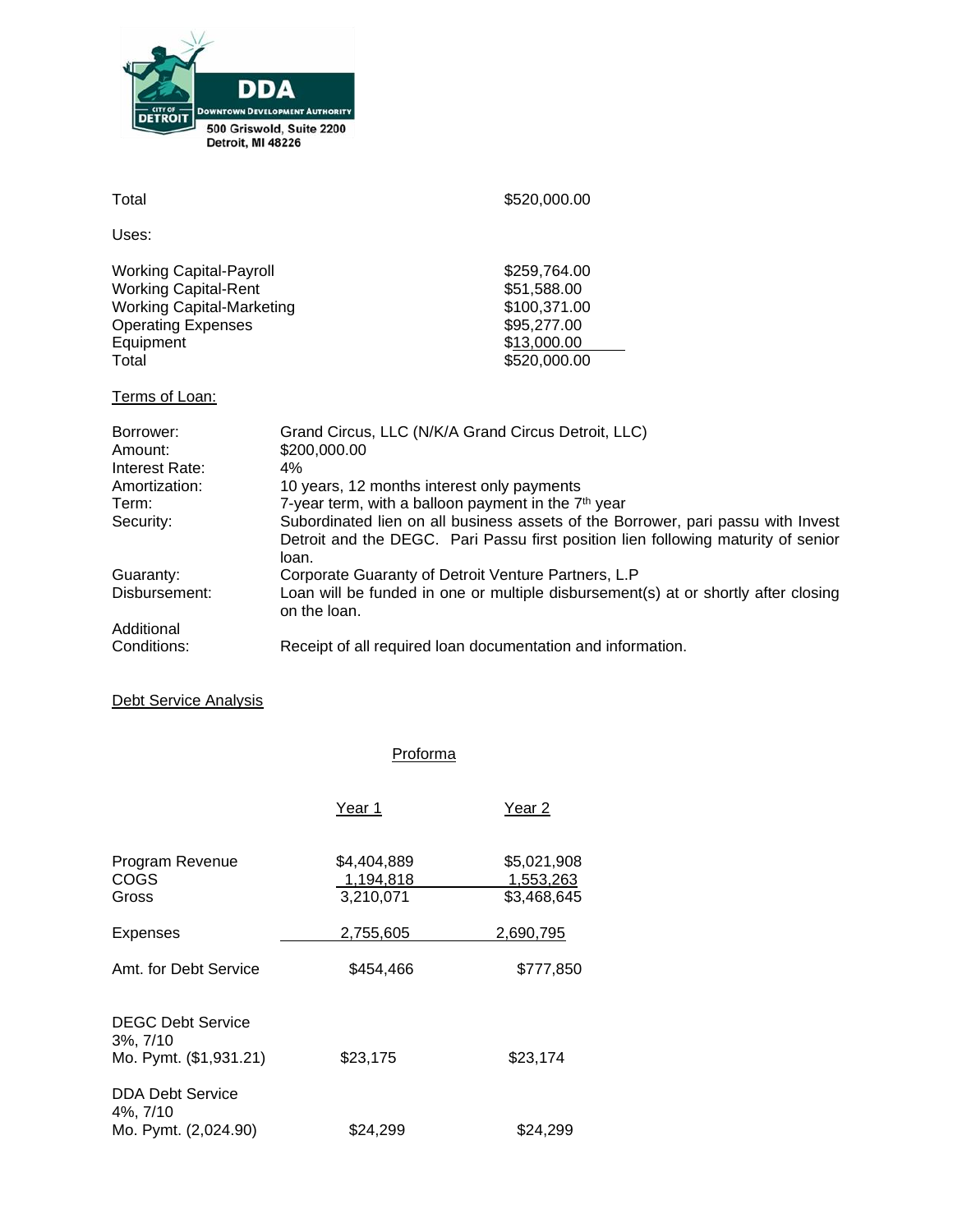DDA
CITY OF DETROIT
DOWNTOWN DEVELOPMENT AUTHORITY
500 Griswold, Suite 2200
Detroit, MI 48226

| | |
|---|---|
| Total | $520,000.00 |

Uses:

| | |
|---|---|
| Working Capital-Payroll | $259,764.00 |
| Working Capital-Rent | $51,588.00 |
| Working Capital-Marketing | $100,371.00 |
| Operating Expenses | $95,277.00 |
| Equipment | $13,000.00 |
| Total | $520,000.00 |

Terms of Loan:

| | |
|---|---|
| Borrower: | Grand Circus, LLC (N/K/A Grand Circus Detroit, LLC) |
| Amount: | $200,000.00 |
| Interest Rate: | 4% |
| Amortization: | 10 years, 12 months interest only payments |
| Term: | 7-year term, with a balloon payment in the 7th year |
| Security: | Subordinated lien on all business assets of the Borrower, pari passu with Invest Detroit and the DEGC. Pari Passu first position lien following maturity of senior loan. |
| Guaranty: | Corporate Guaranty of Detroit Venture Partners, L.P |
| Disbursement: | Loan will be funded in one or multiple disbursement(s) at or shortly after closing on the loan. |
| Additional Conditions: | Receipt of all required loan documentation and information. |

Debt Service Analysis

Proforma

| | Year 1 | Year 2 |
|---|---|---|
| Program Revenue | $4,404,889 | $5,021,908 |
| COGS | 1,194,818 | 1,553,263 |
| Gross | 3,210,071 | $3,468,645 |
| Expenses | 2,755,605 | 2,690,795 |
| Amt. for Debt Service | $454,466 | $777,850 |
| DEGC Debt Service 3%, 7/10 Mo. Pymt. ($1,931.21) | $23,175 | $23,174 |
| DDA Debt Service 4%, 7/10 Mo. Pymt. (2,024.90) | $24,299 | $24,299 |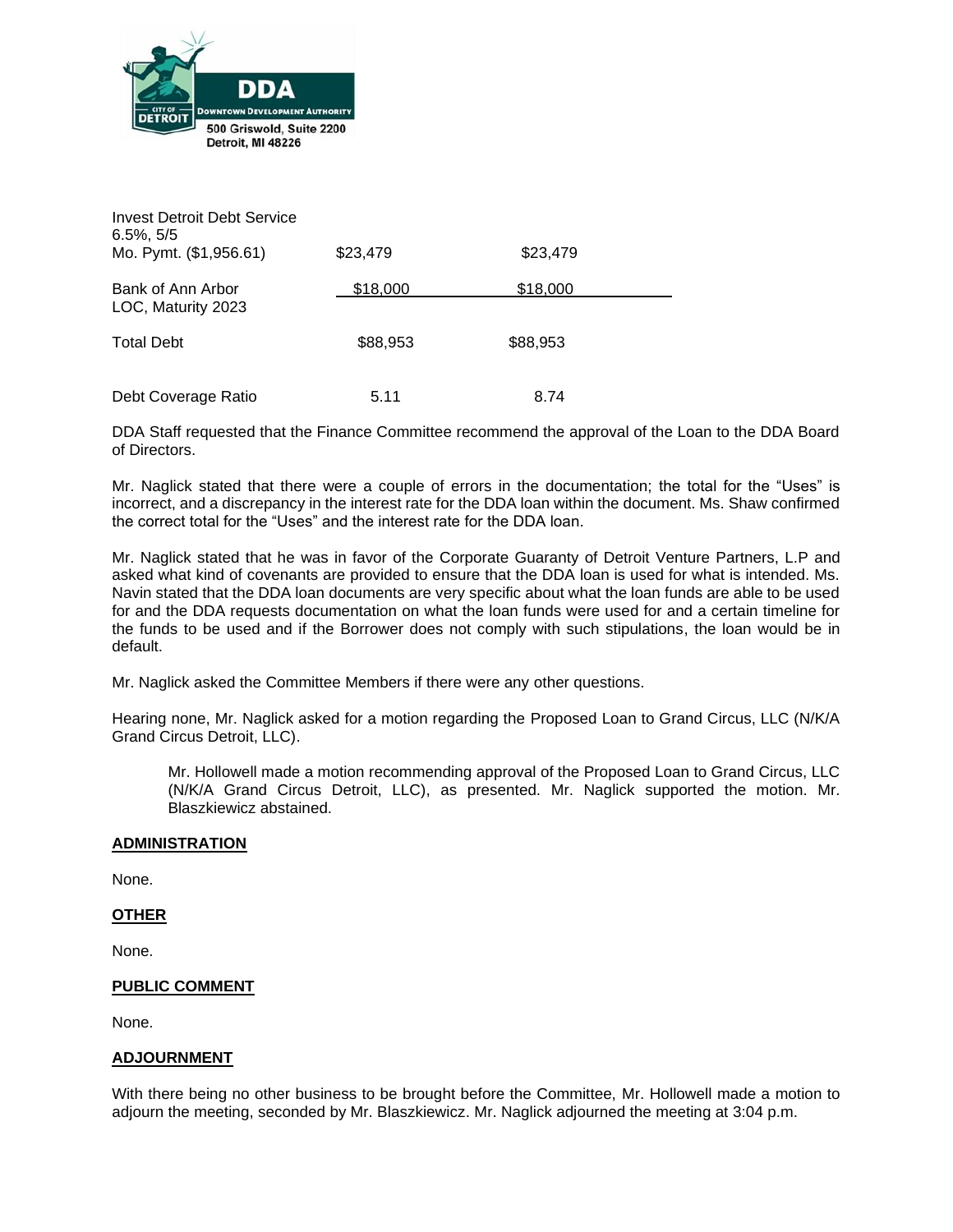| | | |
|---|---|---|
| Invest Detroit Debt Service<br>6.5%, 5/5<br>Mo. Pymt. ($1,956.61) | $23,479 | $23,479 |
| Bank of Ann Arbor<br>LOC, Maturity 2023 | $18,000 | $18,000 |
| Total Debt | $88,953 | $88,953 |
| Debt Coverage Ratio | 5.11 | 8.74 |

DDA Staff requested that the Finance Committee recommend the approval of the Loan to the DDA Board of Directors.

Mr. Naglick stated that there were a couple of errors in the documentation; the total for the "Uses" is incorrect, and a discrepancy in the interest rate for the DDA loan within the document. Ms. Shaw confirmed the correct total for the "Uses" and the interest rate for the DDA loan.

Mr. Naglick stated that he was in favor of the Corporate Guaranty of Detroit Venture Partners, L.P and asked what kind of covenants are provided to ensure that the DDA loan is used for what is intended. Ms. Navin stated that the DDA loan documents are very specific about what the loan funds are able to be used for and the DDA requests documentation on what the loan funds were used for and a certain timeline for the funds to be used and if the Borrower does not comply with such stipulations, the loan would be in default.

Mr. Naglick asked the Committee Members if there were any other questions.

Hearing none, Mr. Naglick asked for a motion regarding the Proposed Loan to Grand Circus, LLC (N/K/A Grand Circus Detroit, LLC).

> Mr. Hollowell made a motion recommending approval of the Proposed Loan to Grand Circus, LLC (N/K/A Grand Circus Detroit, LLC), as presented. Mr. Naglick supported the motion. Mr. Blaszkiewicz abstained.

## ADMINISTRATION

None.

## OTHER

None.

## PUBLIC COMMENT

None.

## ADJOURNMENT

With there being no other business to be brought before the Committee, Mr. Hollowell made a motion to adjourn the meeting, seconded by Mr. Blaszkiewicz. Mr. Naglick adjourned the meeting at 3:04 p.m.